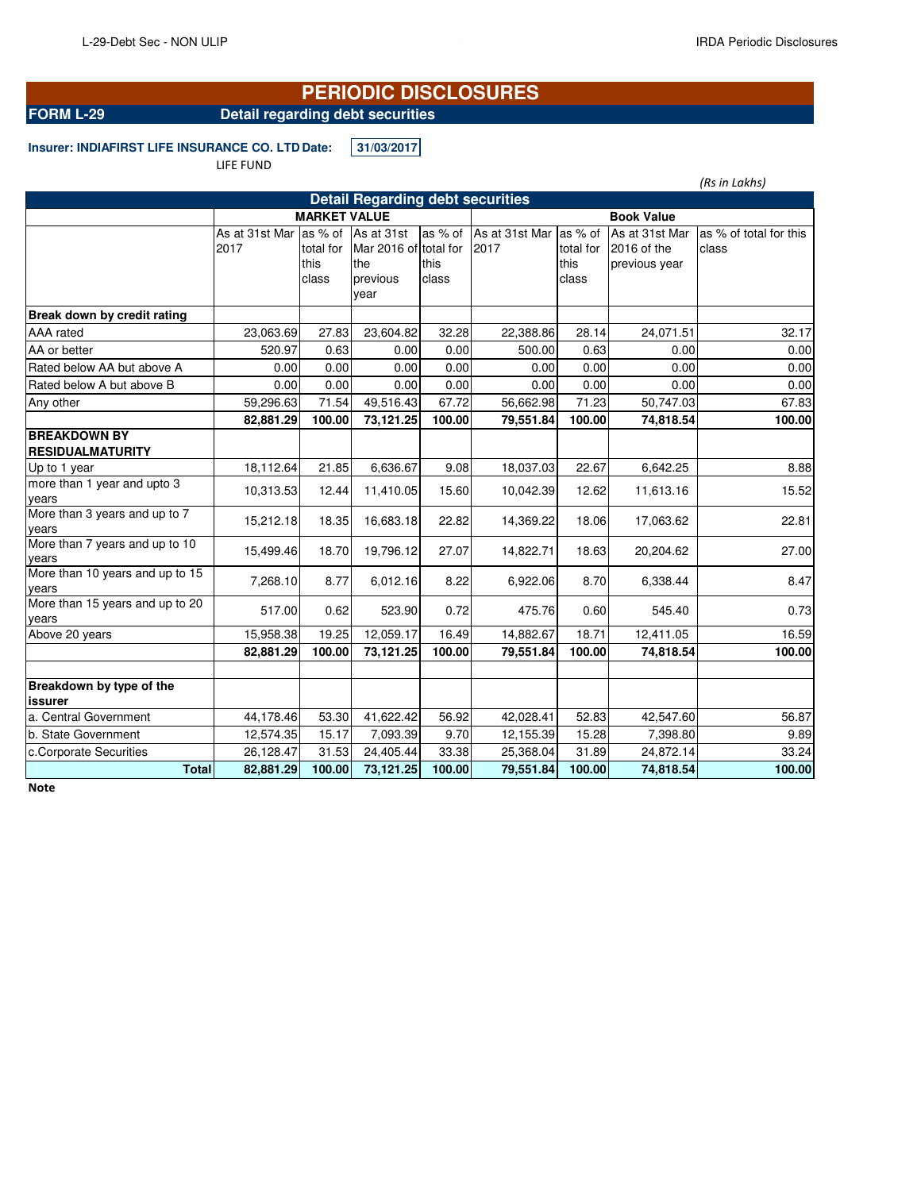# PERIODIC DISCLOSURES

**FORM L-29** **Detail regarding debt securities**

**Insurer: INDIAFIRST LIFE INSURANCE CO. LTD** **Date:** **31/03/2017**

LIFE FUND

*(Rs in Lakhs)*

| Detail Regarding debt securities | | | | | | | | |
|---|---|---|---|---|---|---|---|---|
| | MARKET VALUE | | | | Book Value | | | |
| | As at 31st Mar 2017 | as % of total for this class | As at 31st Mar 2016 of the previous year | as % of total for this class | As at 31st Mar 2017 | as % of total for this class | As at 31st Mar 2016 of the previous year | as % of total for this class |
| **Break down by credit rating** | | | | | | | | |
| AAA rated | 23,063.69 | 27.83 | 23,604.82 | 32.28 | 22,388.86 | 28.14 | 24,071.51 | 32.17 |
| AA or better | 520.97 | 0.63 | 0.00 | 0.00 | 500.00 | 0.63 | 0.00 | 0.00 |
| Rated below AA but above A | 0.00 | 0.00 | 0.00 | 0.00 | 0.00 | 0.00 | 0.00 | 0.00 |
| Rated below A but above B | 0.00 | 0.00 | 0.00 | 0.00 | 0.00 | 0.00 | 0.00 | 0.00 |
| Any other | 59,296.63 | 71.54 | 49,516.43 | 67.72 | 56,662.98 | 71.23 | 50,747.03 | 67.83 |
| | **82,881.29** | **100.00** | **73,121.25** | **100.00** | **79,551.84** | **100.00** | **74,818.54** | **100.00** |
| **BREAKDOWN BY RESIDUALMATURITY** | | | | | | | | |
| Up to 1 year | 18,112.64 | 21.85 | 6,636.67 | 9.08 | 18,037.03 | 22.67 | 6,642.25 | 8.88 |
| more than 1 year and upto 3 years | 10,313.53 | 12.44 | 11,410.05 | 15.60 | 10,042.39 | 12.62 | 11,613.16 | 15.52 |
| More than 3 years and up to 7 years | 15,212.18 | 18.35 | 16,683.18 | 22.82 | 14,369.22 | 18.06 | 17,063.62 | 22.81 |
| More than 7 years and up to 10 years | 15,499.46 | 18.70 | 19,796.12 | 27.07 | 14,822.71 | 18.63 | 20,204.62 | 27.00 |
| More than 10 years and up to 15 years | 7,268.10 | 8.77 | 6,012.16 | 8.22 | 6,922.06 | 8.70 | 6,338.44 | 8.47 |
| More than 15 years and up to 20 years | 517.00 | 0.62 | 523.90 | 0.72 | 475.76 | 0.60 | 545.40 | 0.73 |
| Above 20 years | 15,958.38 | 19.25 | 12,059.17 | 16.49 | 14,882.67 | 18.71 | 12,411.05 | 16.59 |
| | **82,881.29** | **100.00** | **73,121.25** | **100.00** | **79,551.84** | **100.00** | **74,818.54** | **100.00** |
| | | | | | | | | |
| **Breakdown by type of the issurer** | | | | | | | | |
| a. Central Government | 44,178.46 | 53.30 | 41,622.42 | 56.92 | 42,028.41 | 52.83 | 42,547.60 | 56.87 |
| b. State Government | 12,574.35 | 15.17 | 7,093.39 | 9.70 | 12,155.39 | 15.28 | 7,398.80 | 9.89 |
| c.Corporate Securities | 26,128.47 | 31.53 | 24,405.44 | 33.38 | 25,368.04 | 31.89 | 24,872.14 | 33.24 |
| **Total** | **82,881.29** | **100.00** | **73,121.25** | **100.00** | **79,551.84** | **100.00** | **74,818.54** | **100.00** |

**Note**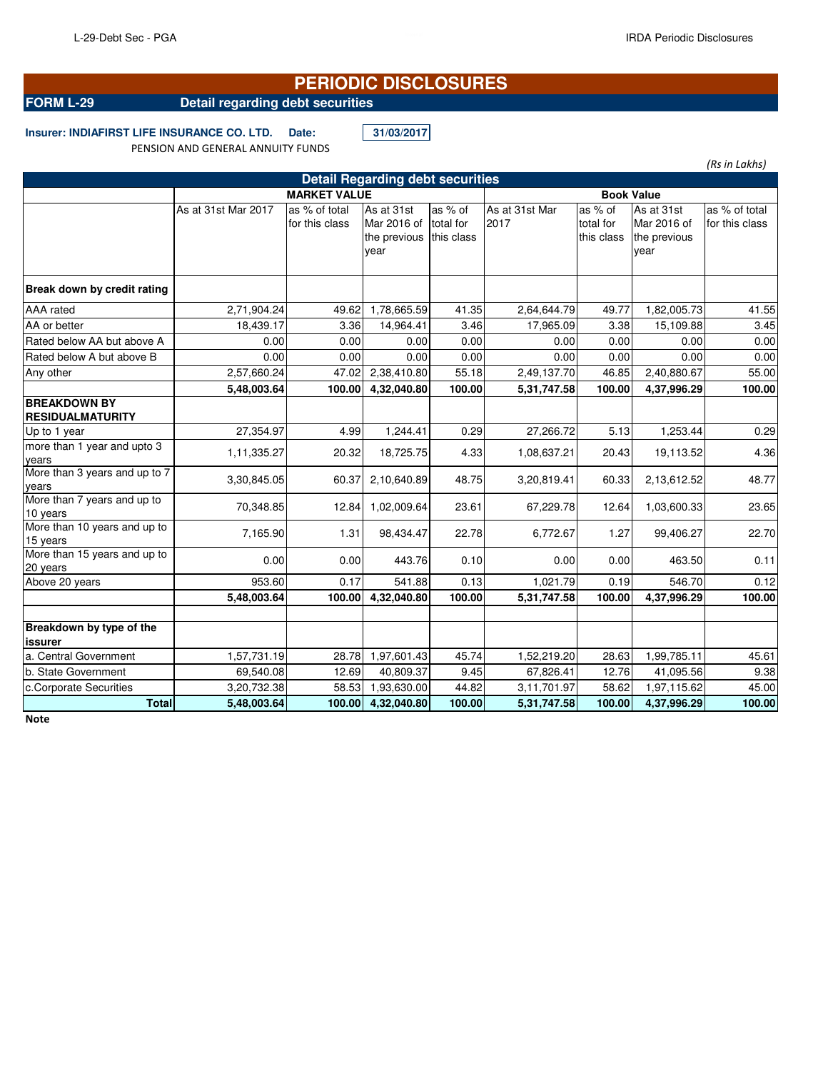# PERIODIC DISCLOSURES

**FORM L-29** **Detail regarding debt securities**

**Insurer: INDIAFIRST LIFE INSURANCE CO. LTD.** **Date:** **31/03/2017**

PENSION AND GENERAL ANNUITY FUNDS

*(Rs in Lakhs)*

| Detail Regarding debt securities | | | | | | | | |
|---|---|---|---|---|---|---|---|---|
| | MARKET VALUE | | | | Book Value | | | |
| | As at 31st Mar 2017 | as % of total for this class | As at 31st Mar 2016 of the previous year | as % of total for this class | As at 31st Mar 2017 | as % of total for this class | As at 31st Mar 2016 of the previous year | as % of total for this class |
| **Break down by credit rating** | | | | | | | | |
| AAA rated | 2,71,904.24 | 49.62 | 1,78,665.59 | 41.35 | 2,64,644.79 | 49.77 | 1,82,005.73 | 41.55 |
| AA or better | 18,439.17 | 3.36 | 14,964.41 | 3.46 | 17,965.09 | 3.38 | 15,109.88 | 3.45 |
| Rated below AA but above A | 0.00 | 0.00 | 0.00 | 0.00 | 0.00 | 0.00 | 0.00 | 0.00 |
| Rated below A but above B | 0.00 | 0.00 | 0.00 | 0.00 | 0.00 | 0.00 | 0.00 | 0.00 |
| Any other | 2,57,660.24 | 47.02 | 2,38,410.80 | 55.18 | 2,49,137.70 | 46.85 | 2,40,880.67 | 55.00 |
| | **5,48,003.64** | **100.00** | **4,32,040.80** | **100.00** | **5,31,747.58** | **100.00** | **4,37,996.29** | **100.00** |
| **BREAKDOWN BY RESIDUALMATURITY** | | | | | | | | |
| Up to 1 year | 27,354.97 | 4.99 | 1,244.41 | 0.29 | 27,266.72 | 5.13 | 1,253.44 | 0.29 |
| more than 1 year and upto 3 years | 1,11,335.27 | 20.32 | 18,725.75 | 4.33 | 1,08,637.21 | 20.43 | 19,113.52 | 4.36 |
| More than 3 years and up to 7 years | 3,30,845.05 | 60.37 | 2,10,640.89 | 48.75 | 3,20,819.41 | 60.33 | 2,13,612.52 | 48.77 |
| More than 7 years and up to 10 years | 70,348.85 | 12.84 | 1,02,009.64 | 23.61 | 67,229.78 | 12.64 | 1,03,600.33 | 23.65 |
| More than 10 years and up to 15 years | 7,165.90 | 1.31 | 98,434.47 | 22.78 | 6,772.67 | 1.27 | 99,406.27 | 22.70 |
| More than 15 years and up to 20 years | 0.00 | 0.00 | 443.76 | 0.10 | 0.00 | 0.00 | 463.50 | 0.11 |
| Above 20 years | 953.60 | 0.17 | 541.88 | 0.13 | 1,021.79 | 0.19 | 546.70 | 0.12 |
| | **5,48,003.64** | **100.00** | **4,32,040.80** | **100.00** | **5,31,747.58** | **100.00** | **4,37,996.29** | **100.00** |
| | | | | | | | | |
| **Breakdown by type of the issurer** | | | | | | | | |
| a. Central Government | 1,57,731.19 | 28.78 | 1,97,601.43 | 45.74 | 1,52,219.20 | 28.63 | 1,99,785.11 | 45.61 |
| b. State Government | 69,540.08 | 12.69 | 40,809.37 | 9.45 | 67,826.41 | 12.76 | 41,095.56 | 9.38 |
| c.Corporate Securities | 3,20,732.38 | 58.53 | 1,93,630.00 | 44.82 | 3,11,701.97 | 58.62 | 1,97,115.62 | 45.00 |
| **Total** | **5,48,003.64** | **100.00** | **4,32,040.80** | **100.00** | **5,31,747.58** | **100.00** | **4,37,996.29** | **100.00** |

**Note**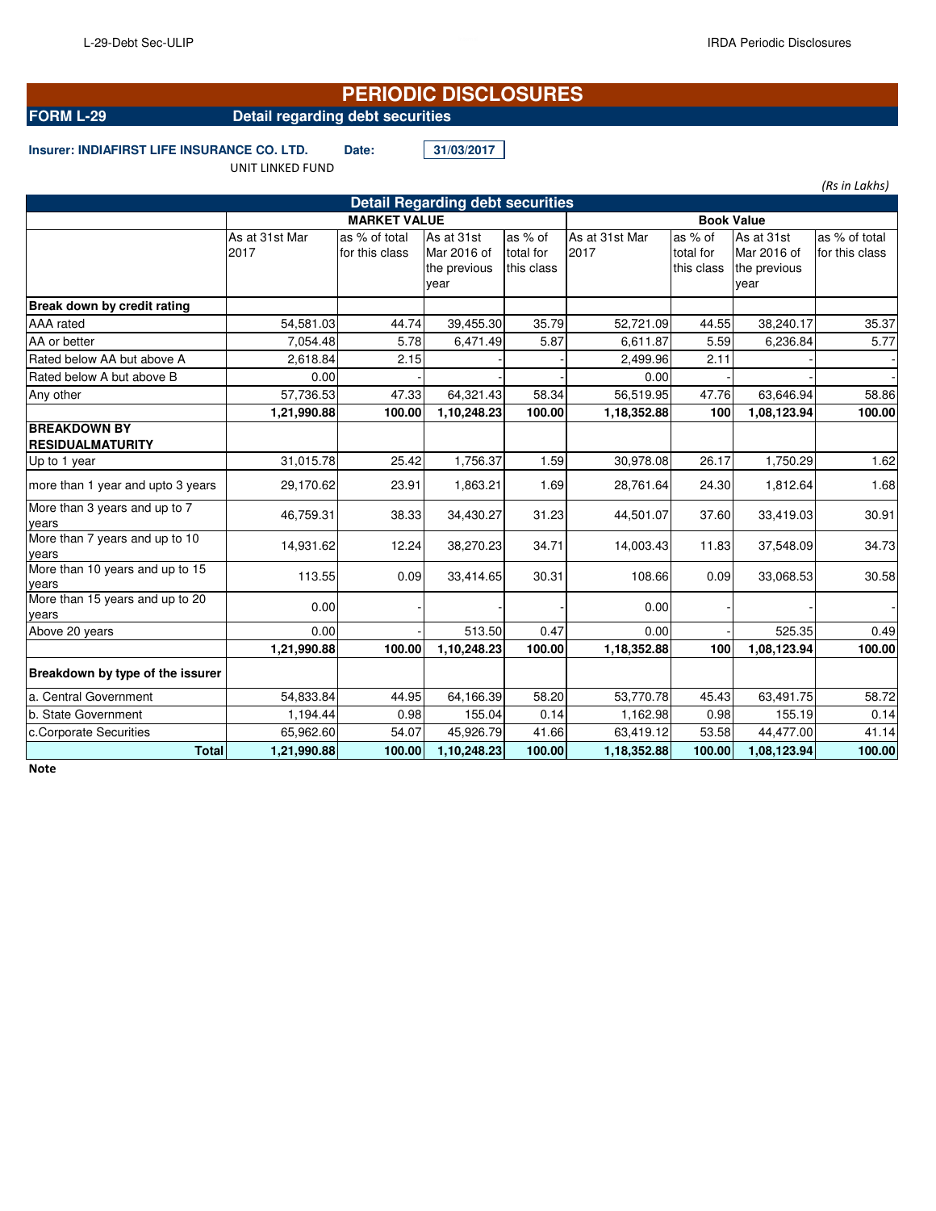# PERIODIC DISCLOSURES

**FORM L-29** **Detail regarding debt securities**

**Insurer: INDIAFIRST LIFE INSURANCE CO. LTD.** **Date:** 31/03/2017

UNIT LINKED FUND

*(Rs in Lakhs)*

| Detail Regarding debt securities | | | | | | | | |
|---|---|---|---|---|---|---|---|---|
| | MARKET VALUE | | | | Book Value | | | |
| | As at 31st Mar 2017 | as % of total for this class | As at 31st Mar 2016 of the previous year | as % of total for this class | As at 31st Mar 2017 | as % of total for this class | As at 31st Mar 2016 of the previous year | as % of total for this class |
| **Break down by credit rating** | | | | | | | | |
| AAA rated | 54,581.03 | 44.74 | 39,455.30 | 35.79 | 52,721.09 | 44.55 | 38,240.17 | 35.37 |
| AA or better | 7,054.48 | 5.78 | 6,471.49 | 5.87 | 6,611.87 | 5.59 | 6,236.84 | 5.77 |
| Rated below AA but above A | 2,618.84 | 2.15 | - | - | 2,499.96 | 2.11 | - | - |
| Rated below A but above B | 0.00 | - | - | - | 0.00 | - | - | - |
| Any other | 57,736.53 | 47.33 | 64,321.43 | 58.34 | 56,519.95 | 47.76 | 63,646.94 | 58.86 |
| | **1,21,990.88** | **100.00** | **1,10,248.23** | **100.00** | **1,18,352.88** | **100** | **1,08,123.94** | **100.00** |
| **BREAKDOWN BY RESIDUALMATURITY** | | | | | | | | |
| Up to 1 year | 31,015.78 | 25.42 | 1,756.37 | 1.59 | 30,978.08 | 26.17 | 1,750.29 | 1.62 |
| more than 1 year and upto 3 years | 29,170.62 | 23.91 | 1,863.21 | 1.69 | 28,761.64 | 24.30 | 1,812.64 | 1.68 |
| More than 3 years and up to 7 years | 46,759.31 | 38.33 | 34,430.27 | 31.23 | 44,501.07 | 37.60 | 33,419.03 | 30.91 |
| More than 7 years and up to 10 years | 14,931.62 | 12.24 | 38,270.23 | 34.71 | 14,003.43 | 11.83 | 37,548.09 | 34.73 |
| More than 10 years and up to 15 years | 113.55 | 0.09 | 33,414.65 | 30.31 | 108.66 | 0.09 | 33,068.53 | 30.58 |
| More than 15 years and up to 20 years | 0.00 | - | - | - | 0.00 | - | - | - |
| Above 20 years | 0.00 | - | 513.50 | 0.47 | 0.00 | - | 525.35 | 0.49 |
| | **1,21,990.88** | **100.00** | **1,10,248.23** | **100.00** | **1,18,352.88** | **100** | **1,08,123.94** | **100.00** |
| **Breakdown by type of the issurer** | | | | | | | | |
| a. Central Government | 54,833.84 | 44.95 | 64,166.39 | 58.20 | 53,770.78 | 45.43 | 63,491.75 | 58.72 |
| b. State Government | 1,194.44 | 0.98 | 155.04 | 0.14 | 1,162.98 | 0.98 | 155.19 | 0.14 |
| c.Corporate Securities | 65,962.60 | 54.07 | 45,926.79 | 41.66 | 63,419.12 | 53.58 | 44,477.00 | 41.14 |
| **Total** | **1,21,990.88** | **100.00** | **1,10,248.23** | **100.00** | **1,18,352.88** | **100.00** | **1,08,123.94** | **100.00** |

**Note**